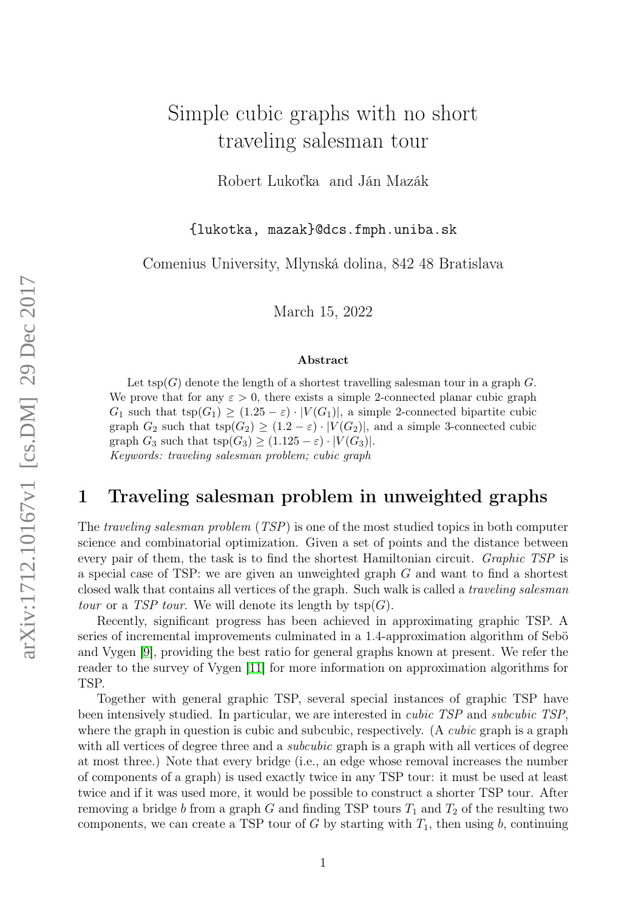# Simple cubic graphs with no short traveling salesman tour

Robert Lukoťka and Ján Mazák

{lukotka, mazak}@dcs.fmph.uniba.sk

Comenius University, Mlynská dolina, 842 48 Bratislava

March 15, 2022

### Abstract

Let $\mathrm{tsp}(G)$ denote the length of a shortest travelling salesman tour in a graph $G$. We prove that for any $\varepsilon > 0$, there exists a simple 2-connected planar cubic graph $G_1$ such that $\mathrm{tsp}(G_1) \geq (1.25 - \varepsilon) \cdot |V(G_1)|$, a simple 2-connected bipartite cubic graph $G_2$ such that $\mathrm{tsp}(G_2) \geq (1.2 - \varepsilon) \cdot |V(G_2)|$, and a simple 3-connected cubic graph $G_3$ such that $\mathrm{tsp}(G_3) \geq (1.125 - \varepsilon) \cdot |V(G_3)|$.

*Keywords: traveling salesman problem; cubic graph*

## 1 Traveling salesman problem in unweighted graphs

The *traveling salesman problem* (*TSP*) is one of the most studied topics in both computer science and combinatorial optimization. Given a set of points and the distance between every pair of them, the task is to find the shortest Hamiltonian circuit. *Graphic TSP* is a special case of TSP: we are given an unweighted graph $G$ and want to find a shortest closed walk that contains all vertices of the graph. Such walk is called a *traveling salesman tour* or a *TSP tour*. We will denote its length by $\mathrm{tsp}(G)$.

Recently, significant progress has been achieved in approximating graphic TSP. A series of incremental improvements culminated in a 1.4-approximation algorithm of Sebö and Vygen [9], providing the best ratio for general graphs known at present. We refer the reader to the survey of Vygen [11] for more information on approximation algorithms for TSP.

Together with general graphic TSP, several special instances of graphic TSP have been intensively studied. In particular, we are interested in *cubic TSP* and *subcubic TSP*, where the graph in question is cubic and subcubic, respectively. (A *cubic* graph is a graph with all vertices of degree three and a *subcubic* graph is a graph with all vertices of degree at most three.) Note that every bridge (i.e., an edge whose removal increases the number of components of a graph) is used exactly twice in any TSP tour: it must be used at least twice and if it was used more, it would be possible to construct a shorter TSP tour. After removing a bridge $b$ from a graph $G$ and finding TSP tours $T_1$ and $T_2$ of the resulting two components, we can create a TSP tour of $G$ by starting with $T_1$, then using $b$, continuing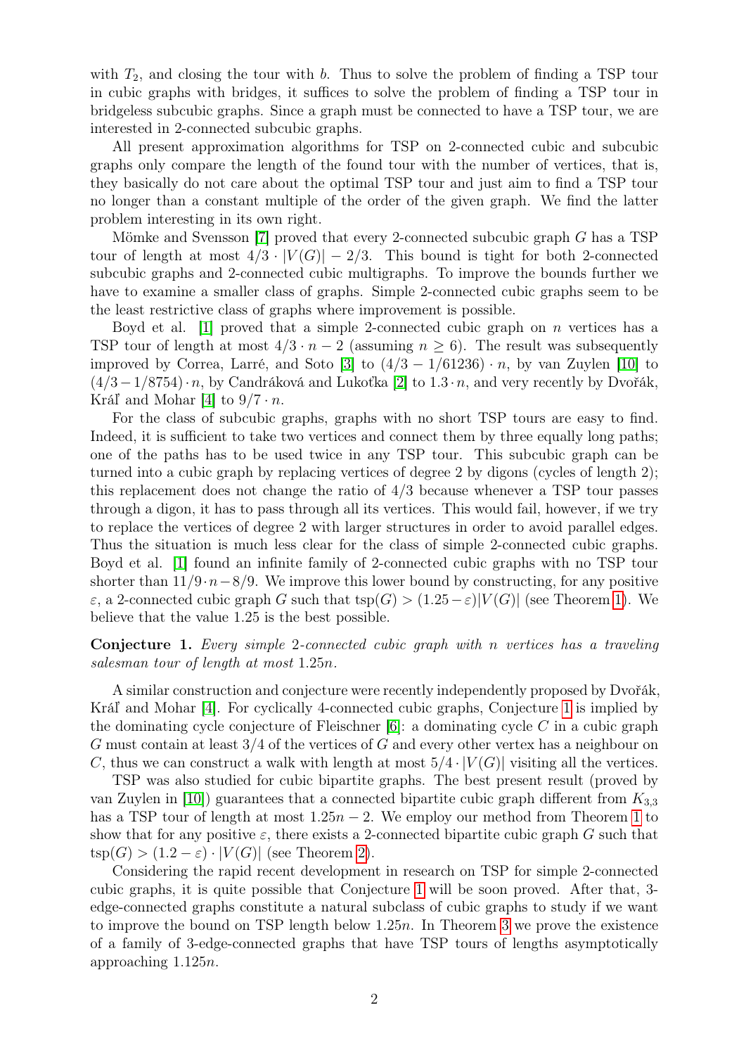with $T_2$, and closing the tour with $b$. Thus to solve the problem of finding a TSP tour in cubic graphs with bridges, it suffices to solve the problem of finding a TSP tour in bridgeless subcubic graphs. Since a graph must be connected to have a TSP tour, we are interested in 2-connected subcubic graphs.

All present approximation algorithms for TSP on 2-connected cubic and subcubic graphs only compare the length of the found tour with the number of vertices, that is, they basically do not care about the optimal TSP tour and just aim to find a TSP tour no longer than a constant multiple of the order of the given graph. We find the latter problem interesting in its own right.

Mömke and Svensson [7] proved that every 2-connected subcubic graph $G$ has a TSP tour of length at most $4/3 \cdot |V(G)| - 2/3$. This bound is tight for both 2-connected subcubic graphs and 2-connected cubic multigraphs. To improve the bounds further we have to examine a smaller class of graphs. Simple 2-connected cubic graphs seem to be the least restrictive class of graphs where improvement is possible.

Boyd et al. [1] proved that a simple 2-connected cubic graph on $n$ vertices has a TSP tour of length at most $4/3 \cdot n - 2$ (assuming $n \geq 6$). The result was subsequently improved by Correa, Larré, and Soto [3] to $(4/3 - 1/61236) \cdot n$, by van Zuylen [10] to $(4/3 - 1/8754) \cdot n$, by Candráková and Lukoťka [2] to $1.3 \cdot n$, and very recently by Dvořák, Kráľ and Mohar [4] to $9/7 \cdot n$.

For the class of subcubic graphs, graphs with no short TSP tours are easy to find. Indeed, it is sufficient to take two vertices and connect them by three equally long paths; one of the paths has to be used twice in any TSP tour. This subcubic graph can be turned into a cubic graph by replacing vertices of degree 2 by digons (cycles of length 2); this replacement does not change the ratio of 4/3 because whenever a TSP tour passes through a digon, it has to pass through all its vertices. This would fail, however, if we try to replace the vertices of degree 2 with larger structures in order to avoid parallel edges. Thus the situation is much less clear for the class of simple 2-connected cubic graphs. Boyd et al. [1] found an infinite family of 2-connected cubic graphs with no TSP tour shorter than $11/9 \cdot n - 8/9$. We improve this lower bound by constructing, for any positive $\varepsilon$, a 2-connected cubic graph $G$ such that $\text{tsp}(G) > (1.25 - \varepsilon)|V(G)|$ (see Theorem 1). We believe that the value 1.25 is the best possible.

**Conjecture 1.** *Every simple 2-connected cubic graph with $n$ vertices has a traveling salesman tour of length at most $1.25n$.*

A similar construction and conjecture were recently independently proposed by Dvořák, Kráľ and Mohar [4]. For cyclically 4-connected cubic graphs, Conjecture 1 is implied by the dominating cycle conjecture of Fleischner [6]: a dominating cycle $C$ in a cubic graph $G$ must contain at least 3/4 of the vertices of $G$ and every other vertex has a neighbour on $C$, thus we can construct a walk with length at most $5/4 \cdot |V(G)|$ visiting all the vertices.

TSP was also studied for cubic bipartite graphs. The best present result (proved by van Zuylen in [10]) guarantees that a connected bipartite cubic graph different from $K_{3,3}$ has a TSP tour of length at most $1.25n - 2$. We employ our method from Theorem 1 to show that for any positive $\varepsilon$, there exists a 2-connected bipartite cubic graph $G$ such that $\text{tsp}(G) > (1.2 - \varepsilon) \cdot |V(G)|$ (see Theorem 2).

Considering the rapid recent development in research on TSP for simple 2-connected cubic graphs, it is quite possible that Conjecture 1 will be soon proved. After that, 3-edge-connected graphs constitute a natural subclass of cubic graphs to study if we want to improve the bound on TSP length below $1.25n$. In Theorem 3 we prove the existence of a family of 3-edge-connected graphs that have TSP tours of lengths asymptotically approaching $1.125n$.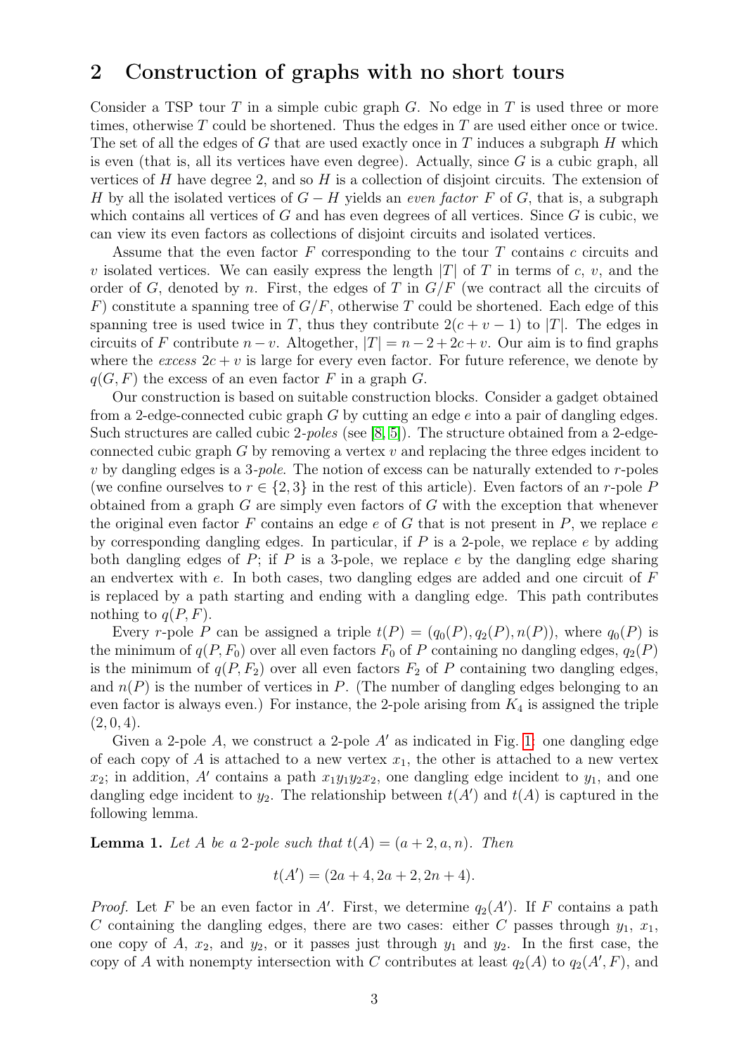## 2 Construction of graphs with no short tours

Consider a TSP tour $T$ in a simple cubic graph $G$. No edge in $T$ is used three or more times, otherwise $T$ could be shortened. Thus the edges in $T$ are used either once or twice. The set of all the edges of $G$ that are used exactly once in $T$ induces a subgraph $H$ which is even (that is, all its vertices have even degree). Actually, since $G$ is a cubic graph, all vertices of $H$ have degree 2, and so $H$ is a collection of disjoint circuits. The extension of $H$ by all the isolated vertices of $G - H$ yields an *even factor* $F$ of $G$, that is, a subgraph which contains all vertices of $G$ and has even degrees of all vertices. Since $G$ is cubic, we can view its even factors as collections of disjoint circuits and isolated vertices.

Assume that the even factor $F$ corresponding to the tour $T$ contains $c$ circuits and $v$ isolated vertices. We can easily express the length $|T|$ of $T$ in terms of $c$, $v$, and the order of $G$, denoted by $n$. First, the edges of $T$ in $G/F$ (we contract all the circuits of $F$) constitute a spanning tree of $G/F$, otherwise $T$ could be shortened. Each edge of this spanning tree is used twice in $T$, thus they contribute $2(c + v - 1)$ to $|T|$. The edges in circuits of $F$ contribute $n - v$. Altogether, $|T| = n - 2 + 2c + v$. Our aim is to find graphs where the *excess* $2c + v$ is large for every even factor. For future reference, we denote by $q(G, F)$ the excess of an even factor $F$ in a graph $G$.

Our construction is based on suitable construction blocks. Consider a gadget obtained from a 2-edge-connected cubic graph $G$ by cutting an edge $e$ into a pair of dangling edges. Such structures are called cubic 2-*poles* (see [8, 5]). The structure obtained from a 2-edge-connected cubic graph $G$ by removing a vertex $v$ and replacing the three edges incident to $v$ by dangling edges is a 3-*pole*. The notion of excess can be naturally extended to $r$-poles (we confine ourselves to $r \in \{2, 3\}$ in the rest of this article). Even factors of an $r$-pole $P$ obtained from a graph $G$ are simply even factors of $G$ with the exception that whenever the original even factor $F$ contains an edge $e$ of $G$ that is not present in $P$, we replace $e$ by corresponding dangling edges. In particular, if $P$ is a 2-pole, we replace $e$ by adding both dangling edges of $P$; if $P$ is a 3-pole, we replace $e$ by the dangling edge sharing an endvertex with $e$. In both cases, two dangling edges are added and one circuit of $F$ is replaced by a path starting and ending with a dangling edge. This path contributes nothing to $q(P, F)$.

Every $r$-pole $P$ can be assigned a triple $t(P) = (q_0(P), q_2(P), n(P))$, where $q_0(P)$ is the minimum of $q(P, F_0)$ over all even factors $F_0$ of $P$ containing no dangling edges, $q_2(P)$ is the minimum of $q(P, F_2)$ over all even factors $F_2$ of $P$ containing two dangling edges, and $n(P)$ is the number of vertices in $P$. (The number of dangling edges belonging to an even factor is always even.) For instance, the 2-pole arising from $K_4$ is assigned the triple $(2, 0, 4)$.

Given a 2-pole $A$, we construct a 2-pole $A'$ as indicated in Fig. 1: one dangling edge of each copy of $A$ is attached to a new vertex $x_1$, the other is attached to a new vertex $x_2$; in addition, $A'$ contains a path $x_1 y_1 y_2 x_2$, one dangling edge incident to $y_1$, and one dangling edge incident to $y_2$. The relationship between $t(A')$ and $t(A)$ is captured in the following lemma.

**Lemma 1.** *Let $A$ be a 2-pole such that $t(A) = (a + 2, a, n)$. Then*

$$t(A') = (2a + 4, 2a + 2, 2n + 4).$$

*Proof.* Let $F$ be an even factor in $A'$. First, we determine $q_2(A')$. If $F$ contains a path $C$ containing the dangling edges, there are two cases: either $C$ passes through $y_1$, $x_1$, one copy of $A$, $x_2$, and $y_2$, or it passes just through $y_1$ and $y_2$. In the first case, the copy of $A$ with nonempty intersection with $C$ contributes at least $q_2(A)$ to $q_2(A', F)$, and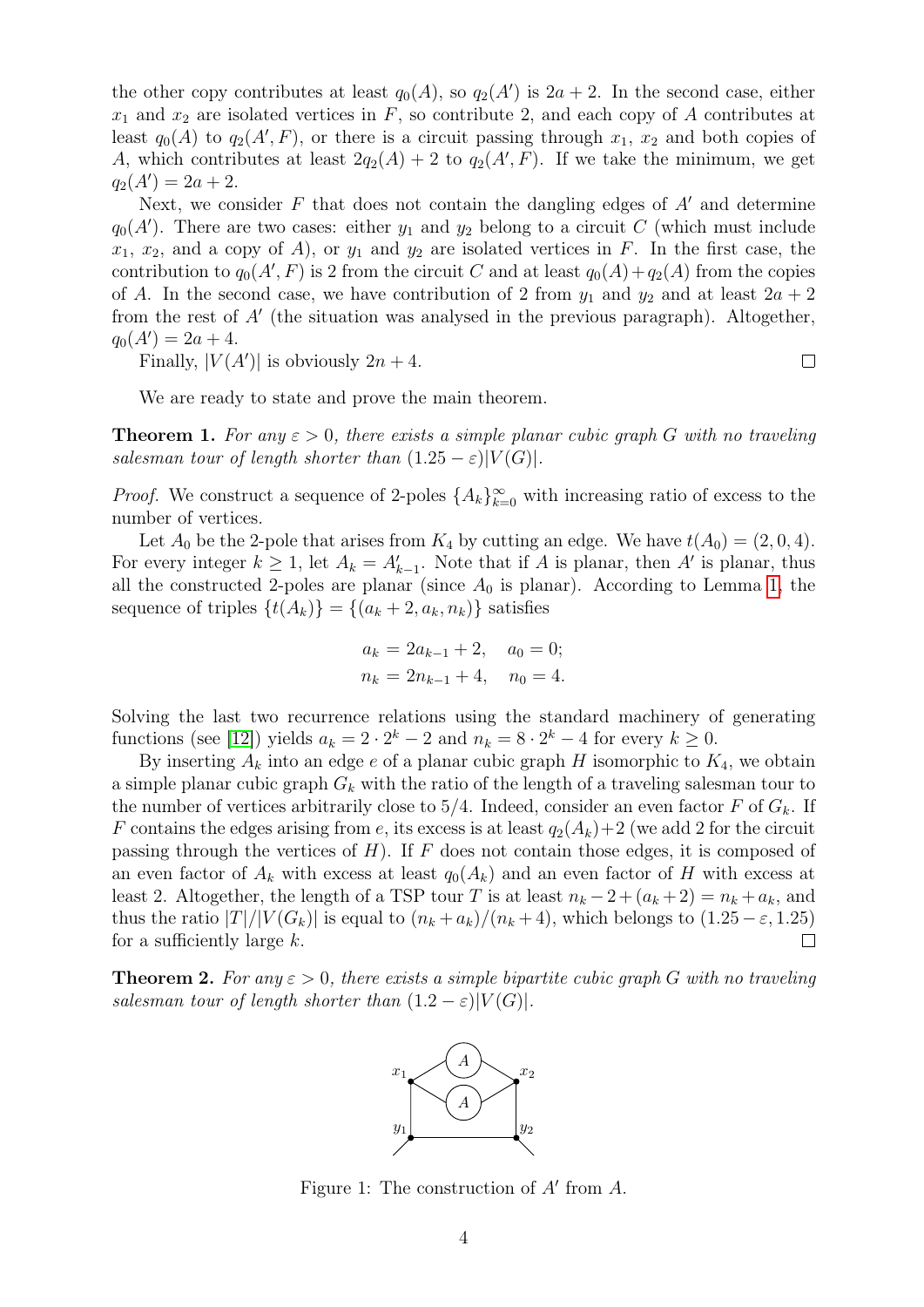the other copy contributes at least $q_0(A)$, so $q_2(A')$ is $2a+2$. In the second case, either $x_1$ and $x_2$ are isolated vertices in $F$, so contribute 2, and each copy of $A$ contributes at least $q_0(A)$ to $q_2(A', F)$, or there is a circuit passing through $x_1$, $x_2$ and both copies of $A$, which contributes at least $2q_2(A)+2$ to $q_2(A', F)$. If we take the minimum, we get $q_2(A') = 2a+2$.

Next, we consider $F$ that does not contain the dangling edges of $A'$ and determine $q_0(A')$. There are two cases: either $y_1$ and $y_2$ belong to a circuit $C$ (which must include $x_1$, $x_2$, and a copy of $A$), or $y_1$ and $y_2$ are isolated vertices in $F$. In the first case, the contribution to $q_0(A', F)$ is 2 from the circuit $C$ and at least $q_0(A)+q_2(A)$ from the copies of $A$. In the second case, we have contribution of 2 from $y_1$ and $y_2$ and at least $2a+2$ from the rest of $A'$ (the situation was analysed in the previous paragraph). Altogether, $q_0(A') = 2a+4$.

Finally, $|V(A')|$ is obviously $2n+4$. $\square$

We are ready to state and prove the main theorem.

**Theorem 1.** *For any $\varepsilon > 0$, there exists a simple planar cubic graph $G$ with no traveling salesman tour of length shorter than $(1.25-\varepsilon)|V(G)|$.*

*Proof.* We construct a sequence of 2-poles $\{A_k\}_{k=0}^{\infty}$ with increasing ratio of excess to the number of vertices.

Let $A_0$ be the 2-pole that arises from $K_4$ by cutting an edge. We have $t(A_0) = (2, 0, 4)$. For every integer $k \geq 1$, let $A_k = A'_{k-1}$. Note that if $A$ is planar, then $A'$ is planar, thus all the constructed 2-poles are planar (since $A_0$ is planar). According to Lemma 1, the sequence of triples $\{t(A_k)\} = \{(a_k+2, a_k, n_k)\}$ satisfies

$$a_k = 2a_{k-1} + 2, \quad a_0 = 0;$$
$$n_k = 2n_{k-1} + 4, \quad n_0 = 4.$$

Solving the last two recurrence relations using the standard machinery of generating functions (see [12]) yields $a_k = 2 \cdot 2^k - 2$ and $n_k = 8 \cdot 2^k - 4$ for every $k \geq 0$.

By inserting $A_k$ into an edge $e$ of a planar cubic graph $H$ isomorphic to $K_4$, we obtain a simple planar cubic graph $G_k$ with the ratio of the length of a traveling salesman tour to the number of vertices arbitrarily close to $5/4$. Indeed, consider an even factor $F$ of $G_k$. If $F$ contains the edges arising from $e$, its excess is at least $q_2(A_k)+2$ (we add 2 for the circuit passing through the vertices of $H$). If $F$ does not contain those edges, it is composed of an even factor of $A_k$ with excess at least $q_0(A_k)$ and an even factor of $H$ with excess at least 2. Altogether, the length of a TSP tour $T$ is at least $n_k - 2 + (a_k+2) = n_k + a_k$, and thus the ratio $|T|/|V(G_k)|$ is equal to $(n_k+a_k)/(n_k+4)$, which belongs to $(1.25-\varepsilon, 1.25)$ for a sufficiently large $k$. $\square$

**Theorem 2.** *For any $\varepsilon > 0$, there exists a simple bipartite cubic graph $G$ with no traveling salesman tour of length shorter than $(1.2-\varepsilon)|V(G)|$.*

A
$x_1$
$x_2$
A
$y_1$
$y_2$

Figure 1: The construction of $A'$ from $A$.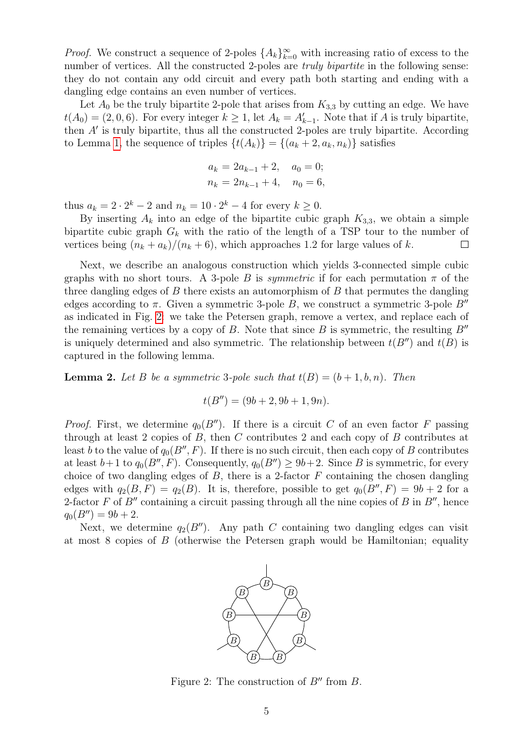*Proof.* We construct a sequence of 2-poles $\{A_k\}_{k=0}^{\infty}$ with increasing ratio of excess to the number of vertices. All the constructed 2-poles are *truly bipartite* in the following sense: they do not contain any odd circuit and every path both starting and ending with a dangling edge contains an even number of vertices.

Let $A_0$ be the truly bipartite 2-pole that arises from $K_{3,3}$ by cutting an edge. We have $t(A_0) = (2, 0, 6)$. For every integer $k \geq 1$, let $A_k = A'_{k-1}$. Note that if $A$ is truly bipartite, then $A'$ is truly bipartite, thus all the constructed 2-poles are truly bipartite. According to Lemma 1, the sequence of triples $\{t(A_k)\} = \{(a_k + 2, a_k, n_k)\}$ satisfies

$$a_k = 2a_{k-1} + 2, \quad a_0 = 0;$$
$$n_k = 2n_{k-1} + 4, \quad n_0 = 6,$$

thus $a_k = 2 \cdot 2^k - 2$ and $n_k = 10 \cdot 2^k - 4$ for every $k \geq 0$.

By inserting $A_k$ into an edge of the bipartite cubic graph $K_{3,3}$, we obtain a simple bipartite cubic graph $G_k$ with the ratio of the length of a TSP tour to the number of vertices being $(n_k + a_k)/(n_k + 6)$, which approaches 1.2 for large values of $k$. □

Next, we describe an analogous construction which yields 3-connected simple cubic graphs with no short tours. A 3-pole $B$ is *symmetric* if for each permutation $\pi$ of the three dangling edges of $B$ there exists an automorphism of $B$ that permutes the dangling edges according to $\pi$. Given a symmetric 3-pole $B$, we construct a symmetric 3-pole $B''$ as indicated in Fig. 2: we take the Petersen graph, remove a vertex, and replace each of the remaining vertices by a copy of $B$. Note that since $B$ is symmetric, the resulting $B''$ is uniquely determined and also symmetric. The relationship between $t(B'')$ and $t(B)$ is captured in the following lemma.

**Lemma 2.** *Let $B$ be a symmetric 3-pole such that $t(B) = (b+1, b, n)$. Then*

$$t(B'') = (9b + 2, 9b + 1, 9n).$$

*Proof.* First, we determine $q_0(B'')$. If there is a circuit $C$ of an even factor $F$ passing through at least 2 copies of $B$, then $C$ contributes 2 and each copy of $B$ contributes at least $b$ to the value of $q_0(B'', F)$. If there is no such circuit, then each copy of $B$ contributes at least $b+1$ to $q_0(B'', F)$. Consequently, $q_0(B'') \geq 9b+2$. Since $B$ is symmetric, for every choice of two dangling edges of $B$, there is a 2-factor $F$ containing the chosen dangling edges with $q_2(B, F) = q_2(B)$. It is, therefore, possible to get $q_0(B'', F) = 9b + 2$ for a 2-factor $F$ of $B''$ containing a circuit passing through all the nine copies of $B$ in $B''$, hence $q_0(B'') = 9b + 2$.

Next, we determine $q_2(B'')$. Any path $C$ containing two dangling edges can visit at most 8 copies of $B$ (otherwise the Petersen graph would be Hamiltonian; equality

Figure 2: The construction of $B''$ from $B$.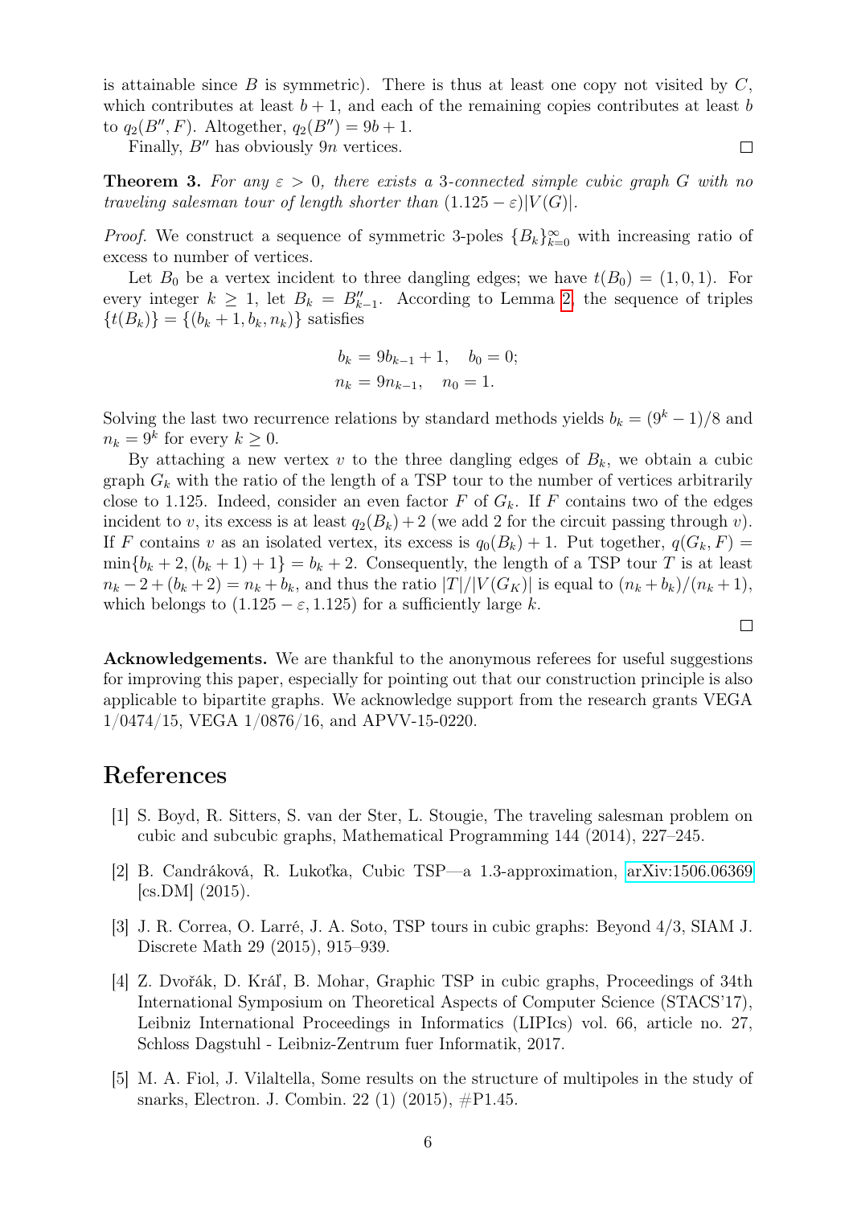is attainable since $B$ is symmetric). There is thus at least one copy not visited by $C$, which contributes at least $b+1$, and each of the remaining copies contributes at least $b$ to $q_2(B'', F)$. Altogether, $q_2(B'') = 9b + 1$.

Finally, $B''$ has obviously $9n$ vertices. □

**Theorem 3.** *For any $\varepsilon > 0$, there exists a 3-connected simple cubic graph $G$ with no traveling salesman tour of length shorter than $(1.125 - \varepsilon)|V(G)|$.*

*Proof.* We construct a sequence of symmetric 3-poles $\{B_k\}_{k=0}^{\infty}$ with increasing ratio of excess to number of vertices.

Let $B_0$ be a vertex incident to three dangling edges; we have $t(B_0) = (1, 0, 1)$. For every integer $k \geq 1$, let $B_k = B''_{k-1}$. According to Lemma 2, the sequence of triples $\{t(B_k)\} = \{(b_k + 1, b_k, n_k)\}$ satisfies

$$b_k = 9b_{k-1} + 1, \quad b_0 = 0;$$
$$n_k = 9n_{k-1}, \quad n_0 = 1.$$

Solving the last two recurrence relations by standard methods yields $b_k = (9^k - 1)/8$ and $n_k = 9^k$ for every $k \geq 0$.

By attaching a new vertex $v$ to the three dangling edges of $B_k$, we obtain a cubic graph $G_k$ with the ratio of the length of a TSP tour to the number of vertices arbitrarily close to 1.125. Indeed, consider an even factor $F$ of $G_k$. If $F$ contains two of the edges incident to $v$, its excess is at least $q_2(B_k) + 2$ (we add 2 for the circuit passing through $v$). If $F$ contains $v$ as an isolated vertex, its excess is $q_0(B_k) + 1$. Put together, $q(G_k, F) = \min\{b_k + 2, (b_k + 1) + 1\} = b_k + 2$. Consequently, the length of a TSP tour $T$ is at least $n_k - 2 + (b_k + 2) = n_k + b_k$, and thus the ratio $|T|/|V(G_K)|$ is equal to $(n_k + b_k)/(n_k + 1)$, which belongs to $(1.125 - \varepsilon, 1.125)$ for a sufficiently large $k$. □

**Acknowledgements.** We are thankful to the anonymous referees for useful suggestions for improving this paper, especially for pointing out that our construction principle is also applicable to bipartite graphs. We acknowledge support from the research grants VEGA 1/0474/15, VEGA 1/0876/16, and APVV-15-0220.

# References

[1] S. Boyd, R. Sitters, S. van der Ster, L. Stougie, The traveling salesman problem on cubic and subcubic graphs, Mathematical Programming 144 (2014), 227–245.

[2] B. Candráková, R. Lukoťka, Cubic TSP—a 1.3-approximation, arXiv:1506.06369 [cs.DM] (2015).

[3] J. R. Correa, O. Larré, J. A. Soto, TSP tours in cubic graphs: Beyond 4/3, SIAM J. Discrete Math 29 (2015), 915–939.

[4] Z. Dvořák, D. Kráľ, B. Mohar, Graphic TSP in cubic graphs, Proceedings of 34th International Symposium on Theoretical Aspects of Computer Science (STACS'17), Leibniz International Proceedings in Informatics (LIPIcs) vol. 66, article no. 27, Schloss Dagstuhl - Leibniz-Zentrum fuer Informatik, 2017.

[5] M. A. Fiol, J. Vilaltella, Some results on the structure of multipoles in the study of snarks, Electron. J. Combin. 22 (1) (2015), #P1.45.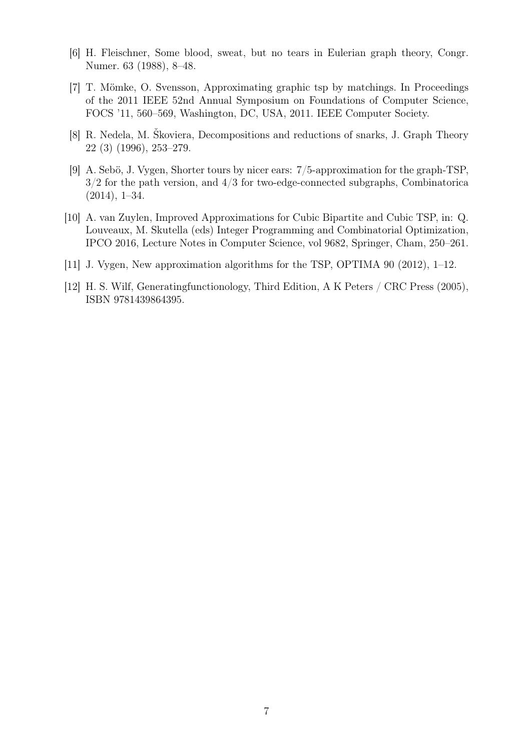[6] H. Fleischner, Some blood, sweat, but no tears in Eulerian graph theory, Congr. Numer. 63 (1988), 8–48.

[7] T. Mömke, O. Svensson, Approximating graphic tsp by matchings. In Proceedings of the 2011 IEEE 52nd Annual Symposium on Foundations of Computer Science, FOCS '11, 560–569, Washington, DC, USA, 2011. IEEE Computer Society.

[8] R. Nedela, M. Škoviera, Decompositions and reductions of snarks, J. Graph Theory 22 (3) (1996), 253–279.

[9] A. Sebö, J. Vygen, Shorter tours by nicer ears: 7/5-approximation for the graph-TSP, 3/2 for the path version, and 4/3 for two-edge-connected subgraphs, Combinatorica (2014), 1–34.

[10] A. van Zuylen, Improved Approximations for Cubic Bipartite and Cubic TSP, in: Q. Louveaux, M. Skutella (eds) Integer Programming and Combinatorial Optimization, IPCO 2016, Lecture Notes in Computer Science, vol 9682, Springer, Cham, 250–261.

[11] J. Vygen, New approximation algorithms for the TSP, OPTIMA 90 (2012), 1–12.

[12] H. S. Wilf, Generatingfunctionology, Third Edition, A K Peters / CRC Press (2005), ISBN 9781439864395.